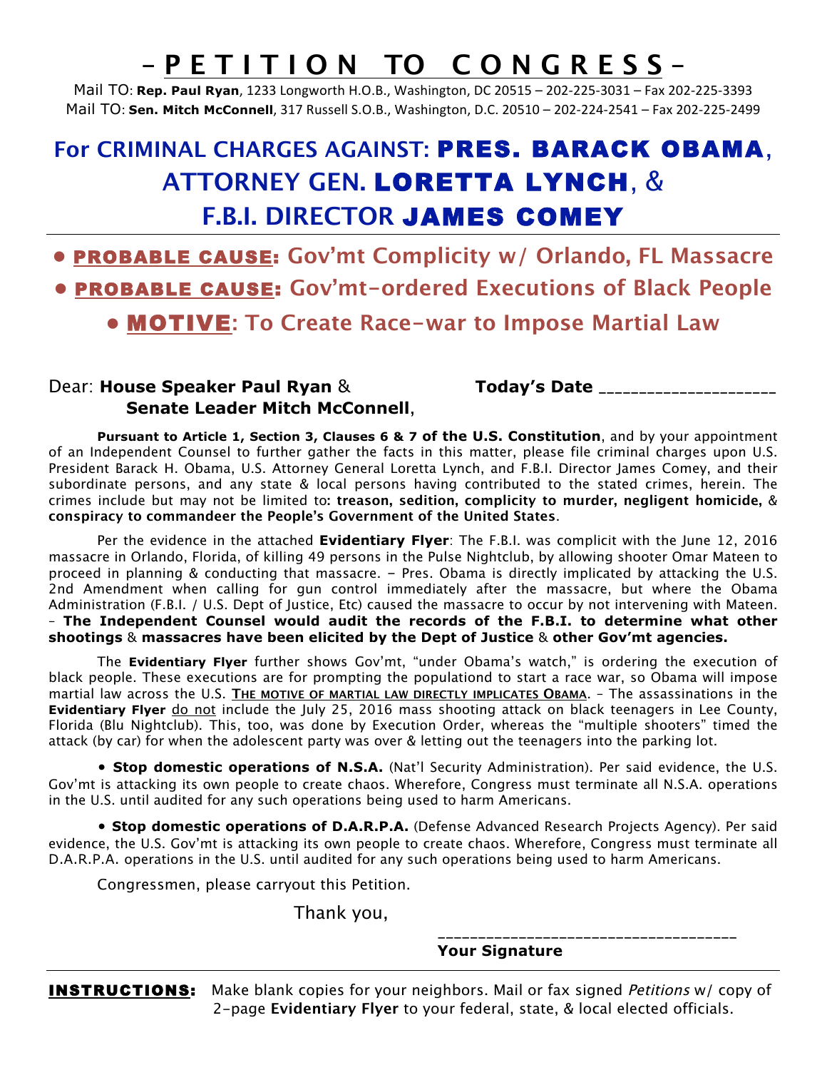# – P E T I T I O N   T O   C O N G R E S S –

Mail TO: **Rep. Paul Ryan**, 1233 Longworth H.O.B., Washington, DC 20515 – 202-225-3031 – Fax 202-225-3393
Mail TO: **Sen. Mitch McConnell**, 317 Russell S.O.B., Washington, D.C. 20510 – 202-224-2541 – Fax 202-225-2499

## For CRIMINAL CHARGES AGAINST: PRES. BARACK OBAMA, ATTORNEY GEN. LORETTA LYNCH, & F.B.I. DIRECTOR JAMES COMEY

- **PROBABLE CAUSE: Gov'mt Complicity w/ Orlando, FL Massacre**
- **PROBABLE CAUSE: Gov'mt-ordered Executions of Black People**
- **MOTIVE: To Create Race-war to Impose Martial Law**

Dear: **House Speaker Paul Ryan** & **Senate Leader Mitch McConnell**,

**Today's Date** ____________________

**Pursuant to Article 1, Section 3, Clauses 6 & 7 of the U.S. Constitution**, and by your appointment of an Independent Counsel to further gather the facts in this matter, please file criminal charges upon U.S. President Barack H. Obama, U.S. Attorney General Loretta Lynch, and F.B.I. Director James Comey, and their subordinate persons, and any state & local persons having contributed to the stated crimes, herein. The crimes include but may not be limited to**: treason, sedition, complicity to murder, negligent homicide,** & **conspiracy to commandeer the People's Government of the United States**.

Per the evidence in the attached **Evidentiary Flyer**: The F.B.I. was complicit with the June 12, 2016 massacre in Orlando, Florida, of killing 49 persons in the Pulse Nightclub, by allowing shooter Omar Mateen to proceed in planning & conducting that massacre. – Pres. Obama is directly implicated by attacking the U.S. 2nd Amendment when calling for gun control immediately after the massacre, but where the Obama Administration (F.B.I. / U.S. Dept of Justice, Etc) caused the massacre to occur by not intervening with Mateen. – **The Independent Counsel would audit the records of the F.B.I. to determine what other shootings** & **massacres have been elicited by the Dept of Justice** & **other Gov'mt agencies.**

The **Evidentiary Flyer** further shows Gov'mt, "under Obama's watch," is ordering the execution of black people. These executions are for prompting the populationd to start a race war, so Obama will impose martial law across the U.S. **THE MOTIVE OF MARTIAL LAW DIRECTLY IMPLICATES OBAMA**. – The assassinations in the **Evidentiary Flyer** do not include the July 25, 2016 mass shooting attack on black teenagers in Lee County, Florida (Blu Nightclub). This, too, was done by Execution Order, whereas the "multiple shooters" timed the attack (by car) for when the adolescent party was over & letting out the teenagers into the parking lot.

- **Stop domestic operations of N.S.A.** (Nat'l Security Administration). Per said evidence, the U.S. Gov'mt is attacking its own people to create chaos. Wherefore, Congress must terminate all N.S.A. operations in the U.S. until audited for any such operations being used to harm Americans.

- **Stop domestic operations of D.A.R.P.A.** (Defense Advanced Research Projects Agency). Per said evidence, the U.S. Gov'mt is attacking its own people to create chaos. Wherefore, Congress must terminate all D.A.R.P.A. operations in the U.S. until audited for any such operations being used to harm Americans.

Congressmen, please carryout this Petition.

Thank you,

____________________________________
**Your Signature**

**INSTRUCTIONS:** Make blank copies for your neighbors. Mail or fax signed *Petitions* w/ copy of 2-page **Evidentiary Flyer** to your federal, state, & local elected officials.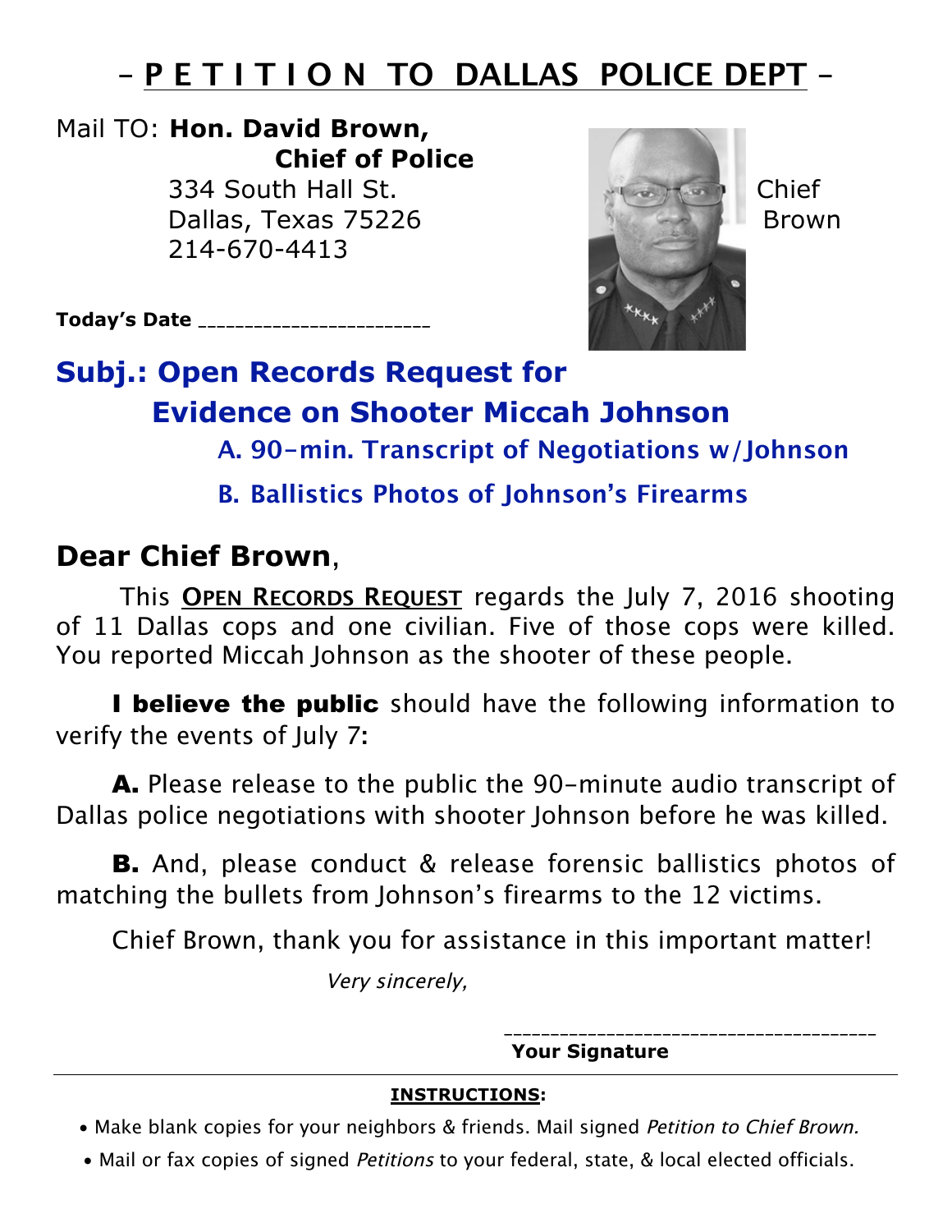# – PETITION TO DALLAS POLICE DEPT –

Mail TO: **Hon. David Brown,**
**Chief of Police**
334 South Hall St.
Dallas, Texas 75226
214-670-4413

Chief Brown

**Today's Date** ______________________

## Subj.: Open Records Request for Evidence on Shooter Miccah Johnson

### A. 90-min. Transcript of Negotiations w/Johnson

### B. Ballistics Photos of Johnson's Firearms

## Dear Chief Brown,

This **OPEN RECORDS REQUEST** regards the July 7, 2016 shooting of 11 Dallas cops and one civilian. Five of those cops were killed. You reported Miccah Johnson as the shooter of these people.

**I believe the public** should have the following information to verify the events of July 7**:**

**A.** Please release to the public the 90-minute audio transcript of Dallas police negotiations with shooter Johnson before he was killed.

**B.** And, please conduct & release forensic ballistics photos of matching the bullets from Johnson's firearms to the 12 victims.

Chief Brown, thank you for assistance in this important matter!

*Very sincerely,*

___________________________________
**Your Signature**

---

**INSTRUCTIONS:**

- Make blank copies for your neighbors & friends. Mail signed *Petition to Chief Brown.*
- Mail or fax copies of signed *Petitions* to your federal, state, & local elected officials.